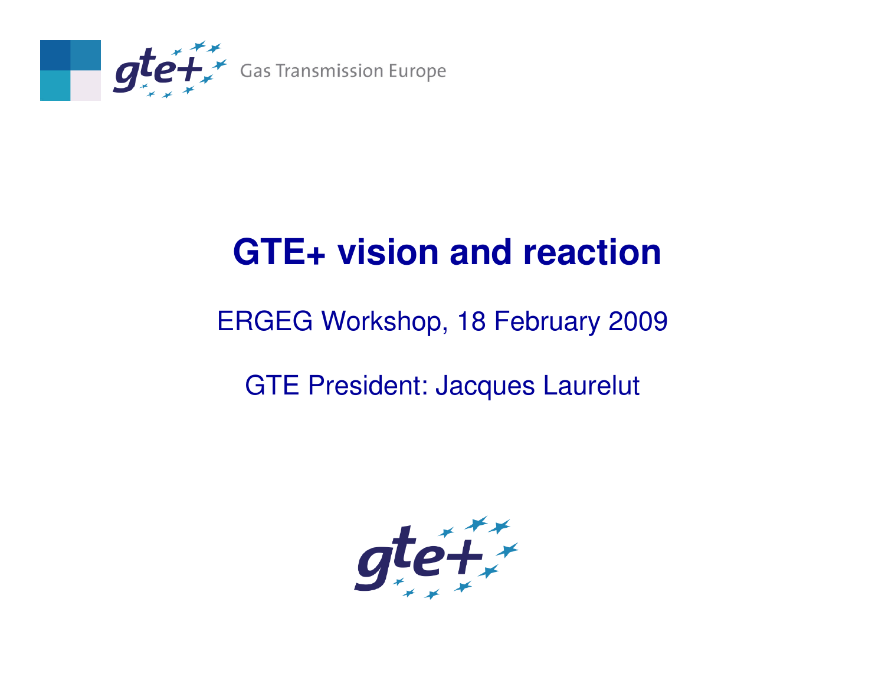Gas Transmission Europe

# GTE+ vision and reaction

ERGEG Workshop, 18 February 2009

GTE President: Jacques Laurelut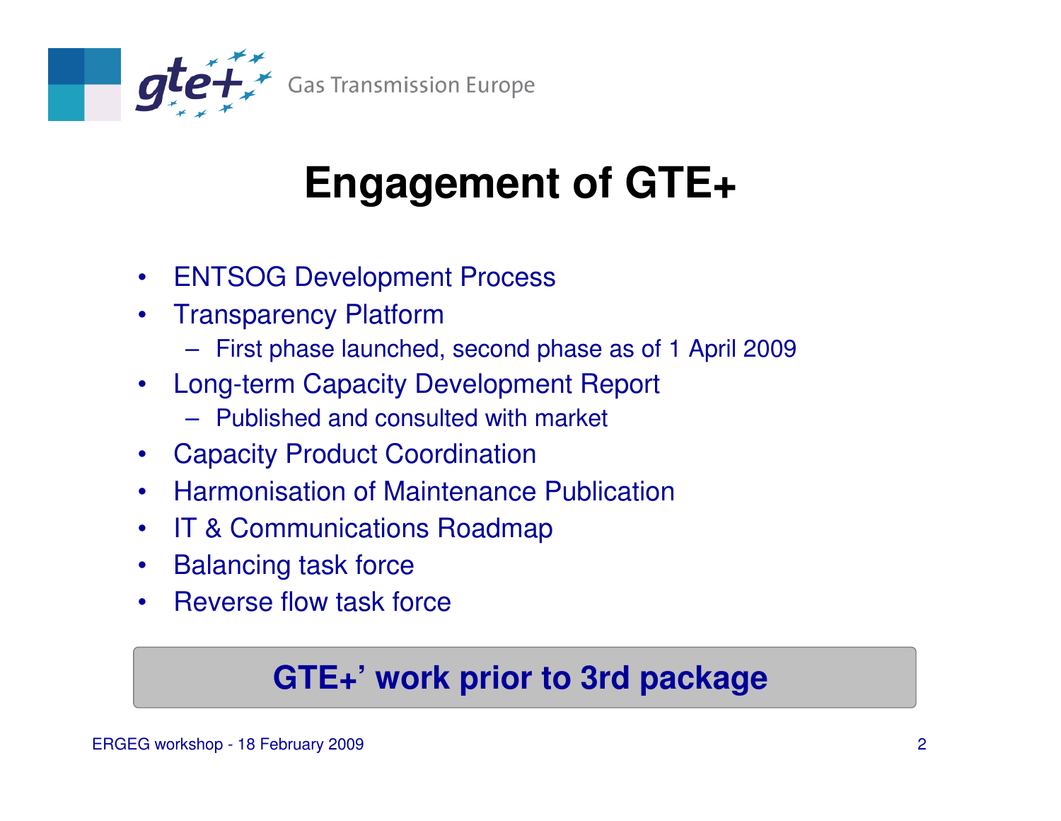# Engagement of GTE+

- ENTSOG Development Process
- Transparency Platform
  - First phase launched, second phase as of 1 April 2009
- Long-term Capacity Development Report
  - Published and consulted with market
- Capacity Product Coordination
- Harmonisation of Maintenance Publication
- IT & Communications Roadmap
- Balancing task force
- Reverse flow task force

**GTE+' work prior to 3rd package**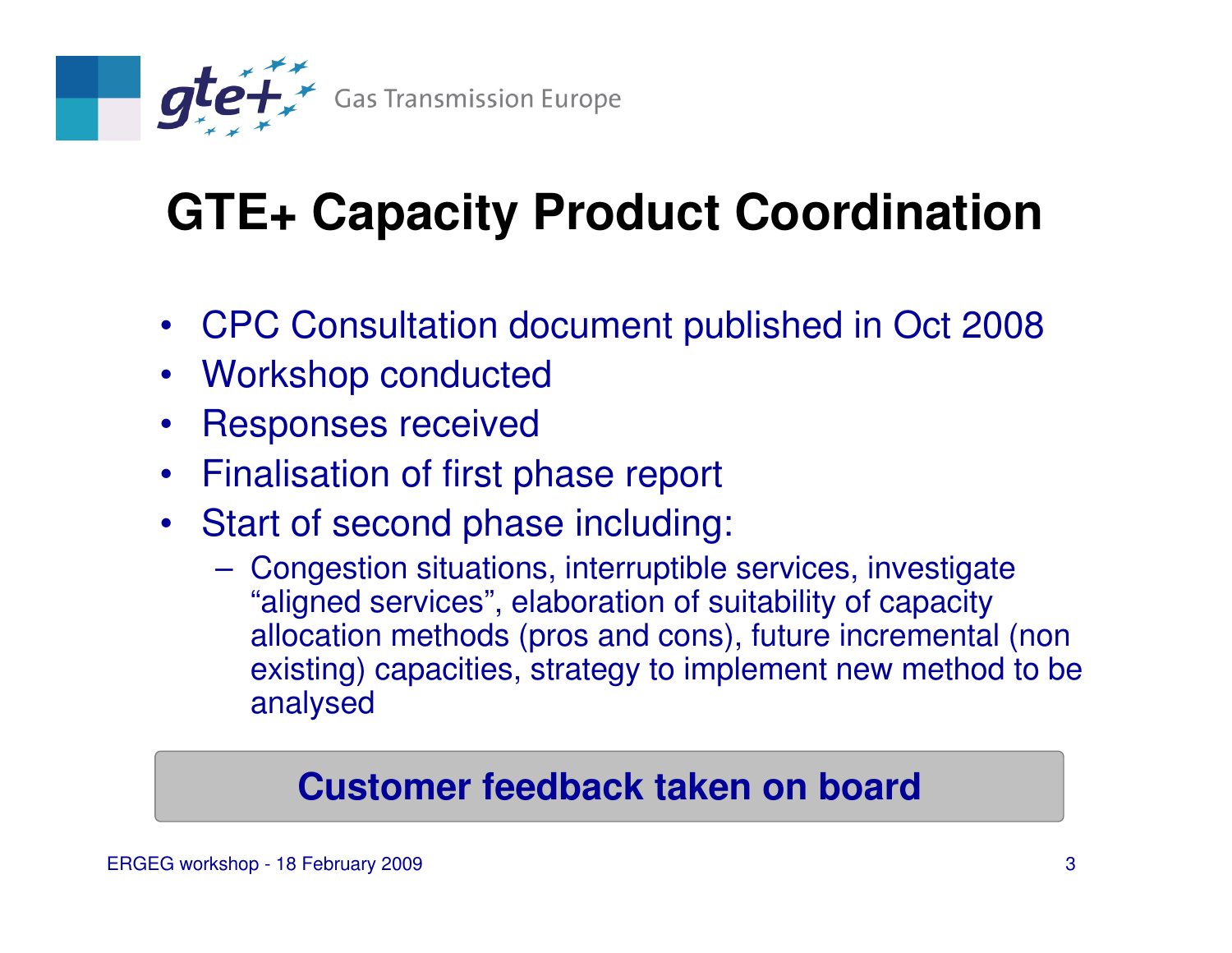# GTE+ Capacity Product Coordination

- CPC Consultation document published in Oct 2008
- Workshop conducted
- Responses received
- Finalisation of first phase report
- Start of second phase including:
  - Congestion situations, interruptible services, investigate "aligned services", elaboration of suitability of capacity allocation methods (pros and cons), future incremental (non existing) capacities, strategy to implement new method to be analysed

**Customer feedback taken on board**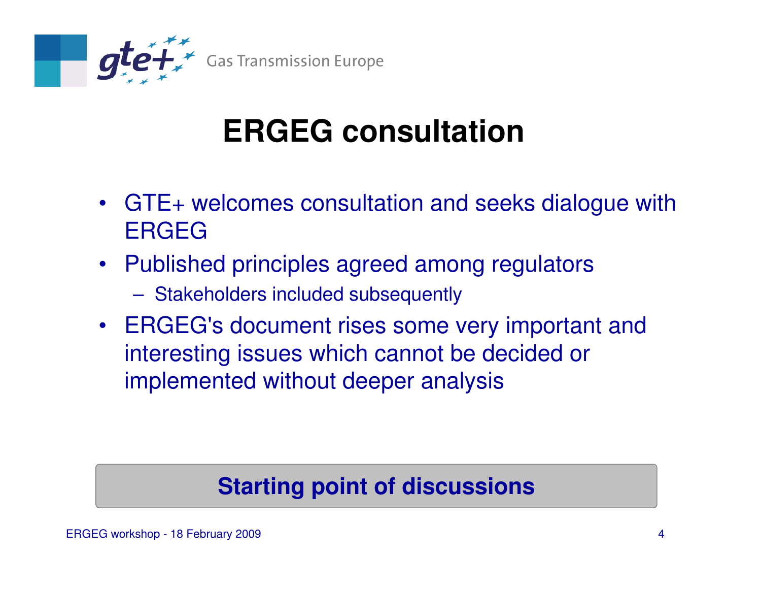# ERGEG consultation

- GTE+ welcomes consultation and seeks dialogue with ERGEG
- Published principles agreed among regulators
  - Stakeholders included subsequently
- ERGEG's document rises some very important and interesting issues which cannot be decided or implemented without deeper analysis

**Starting point of discussions**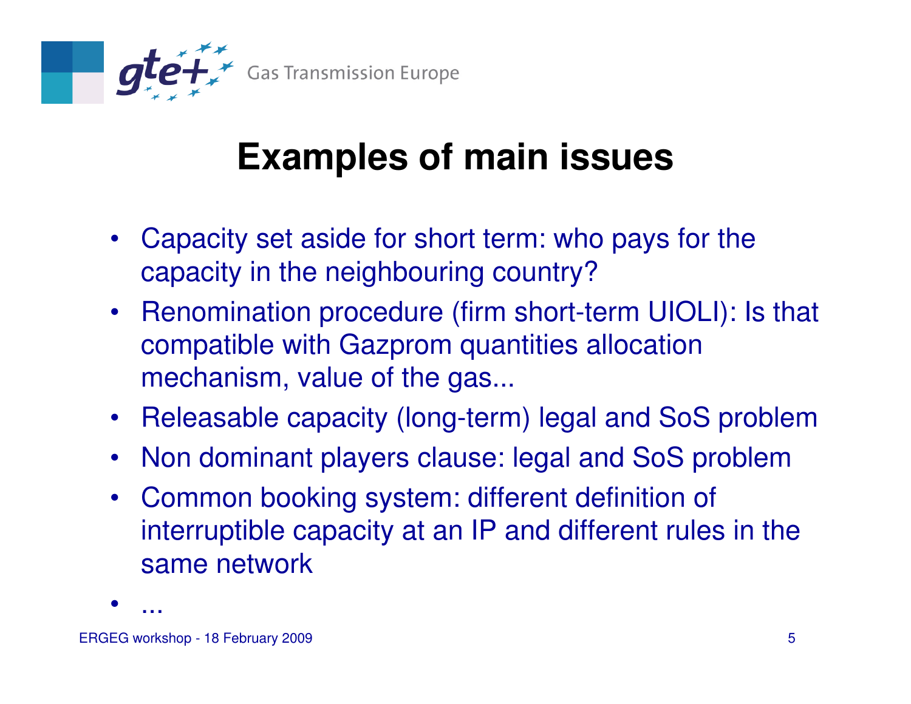# Examples of main issues

- Capacity set aside for short term: who pays for the capacity in the neighbouring country?
- Renomination procedure (firm short-term UIOLI): Is that compatible with Gazprom quantities allocation mechanism, value of the gas...
- Releasable capacity (long-term) legal and SoS problem
- Non dominant players clause: legal and SoS problem
- Common booking system: different definition of interruptible capacity at an IP and different rules in the same network
- ...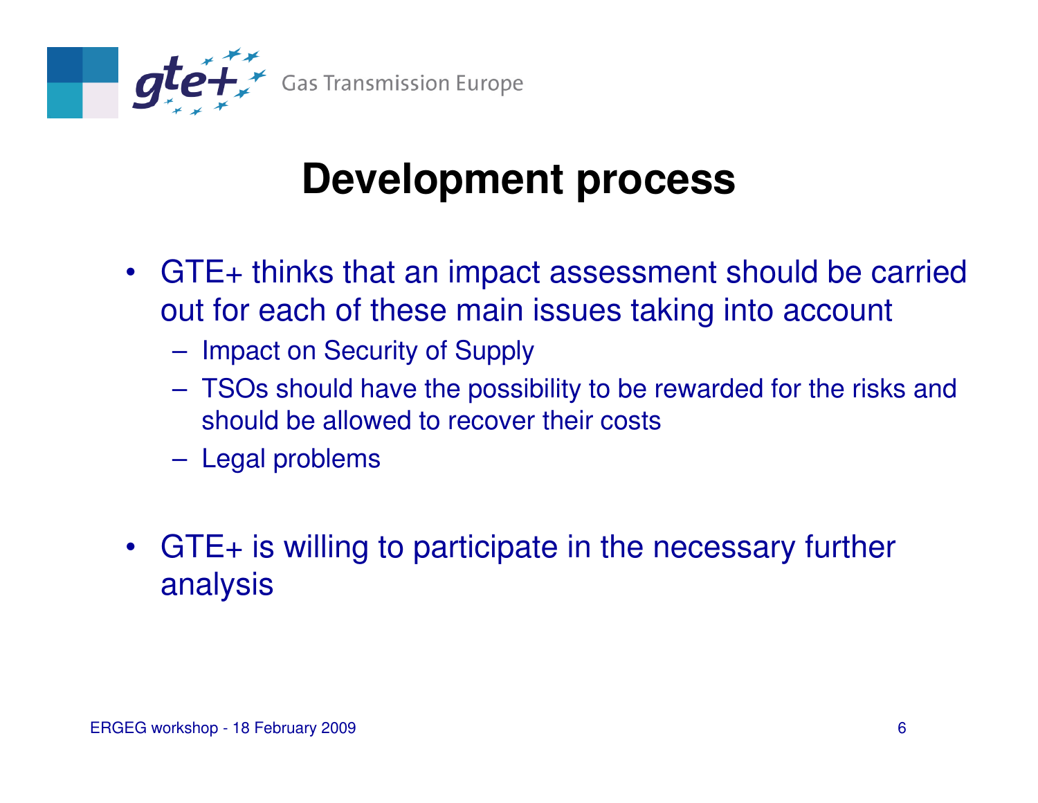# Development process

- GTE+ thinks that an impact assessment should be carried out for each of these main issues taking into account
  - Impact on Security of Supply
  - TSOs should have the possibility to be rewarded for the risks and should be allowed to recover their costs
  - Legal problems

- GTE+ is willing to participate in the necessary further analysis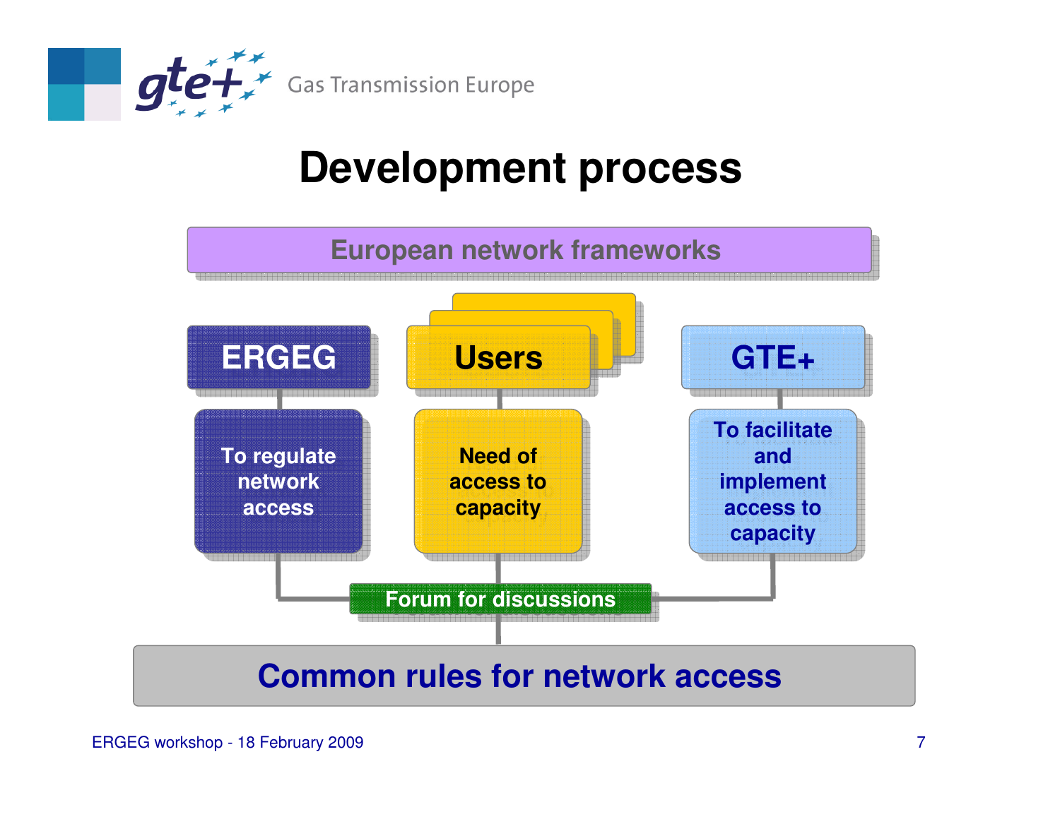# Development process

**European network frameworks**

| ERGEG | Users | GTE+ |
| --- | --- | --- |
| To regulate network access | Need of access to capacity | To facilitate and implement access to capacity |

**Forum for discussions**

**Common rules for network access**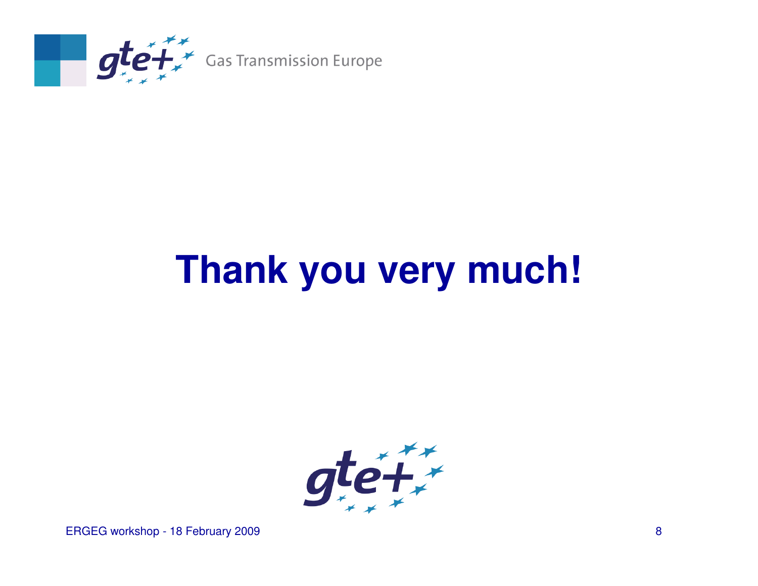# Thank you very much!